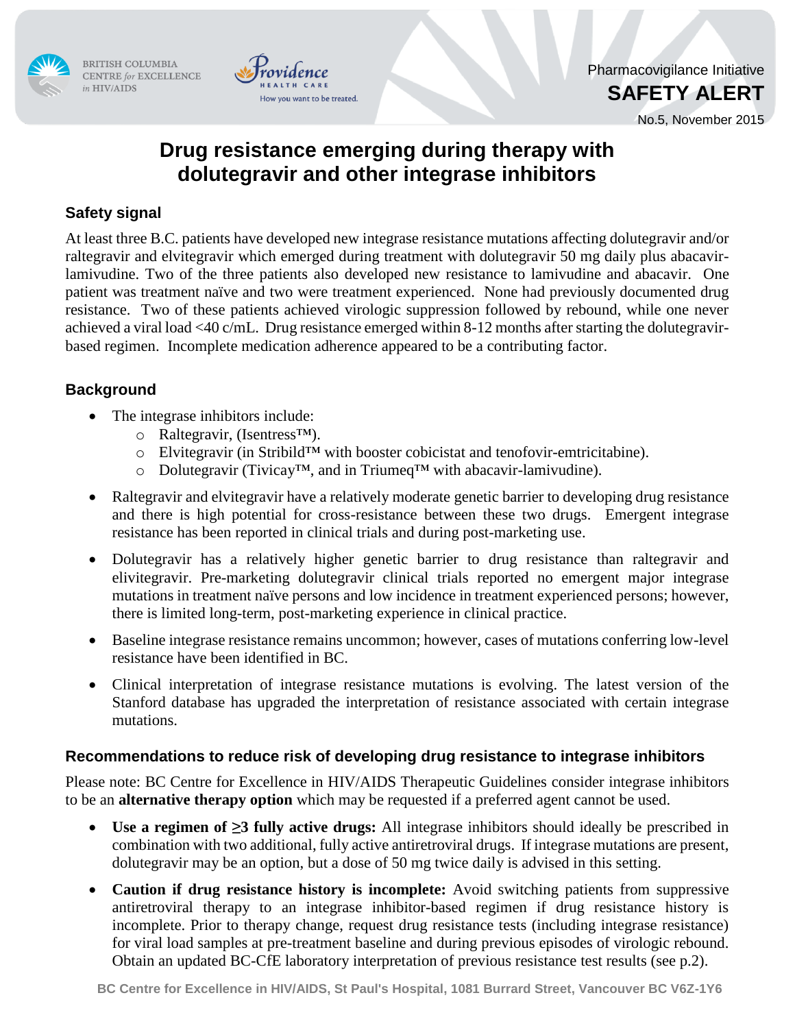BRITISH COLUMBIA CENTRE *for* EXCELLENCE *in* HIV/AIDS

Providence HEALTH CARE — How you want to be treated.

Pharmacovigilance Initiative

**SAFETY ALERT**

No.5, November 2015

# Drug resistance emerging during therapy with dolutegravir and other integrase inhibitors

## Safety signal

At least three B.C. patients have developed new integrase resistance mutations affecting dolutegravir and/or raltegravir and elvitegravir which emerged during treatment with dolutegravir 50 mg daily plus abacavir-lamivudine. Two of the three patients also developed new resistance to lamivudine and abacavir. One patient was treatment naïve and two were treatment experienced. None had previously documented drug resistance. Two of these patients achieved virologic suppression followed by rebound, while one never achieved a viral load <40 c/mL. Drug resistance emerged within 8-12 months after starting the dolutegravir-based regimen. Incomplete medication adherence appeared to be a contributing factor.

## Background

- The integrase inhibitors include:
  - Raltegravir, (Isentress™).
  - Elvitegravir (in Stribild™ with booster cobicistat and tenofovir-emtricitabine).
  - Dolutegravir (Tivicay™, and in Triumeq™ with abacavir-lamivudine).
- Raltegravir and elvitegravir have a relatively moderate genetic barrier to developing drug resistance and there is high potential for cross-resistance between these two drugs. Emergent integrase resistance has been reported in clinical trials and during post-marketing use.
- Dolutegravir has a relatively higher genetic barrier to drug resistance than raltegravir and elivitegravir. Pre-marketing dolutegravir clinical trials reported no emergent major integrase mutations in treatment naïve persons and low incidence in treatment experienced persons; however, there is limited long-term, post-marketing experience in clinical practice.
- Baseline integrase resistance remains uncommon; however, cases of mutations conferring low-level resistance have been identified in BC.
- Clinical interpretation of integrase resistance mutations is evolving. The latest version of the Stanford database has upgraded the interpretation of resistance associated with certain integrase mutations.

## Recommendations to reduce risk of developing drug resistance to integrase inhibitors

Please note: BC Centre for Excellence in HIV/AIDS Therapeutic Guidelines consider integrase inhibitors to be an **alternative therapy option** which may be requested if a preferred agent cannot be used.

- **Use a regimen of ≥3 fully active drugs:** All integrase inhibitors should ideally be prescribed in combination with two additional, fully active antiretroviral drugs. If integrase mutations are present, dolutegravir may be an option, but a dose of 50 mg twice daily is advised in this setting.
- **Caution if drug resistance history is incomplete:** Avoid switching patients from suppressive antiretroviral therapy to an integrase inhibitor-based regimen if drug resistance history is incomplete. Prior to therapy change, request drug resistance tests (including integrase resistance) for viral load samples at pre-treatment baseline and during previous episodes of virologic rebound. Obtain an updated BC-CfE laboratory interpretation of previous resistance test results (see p.2).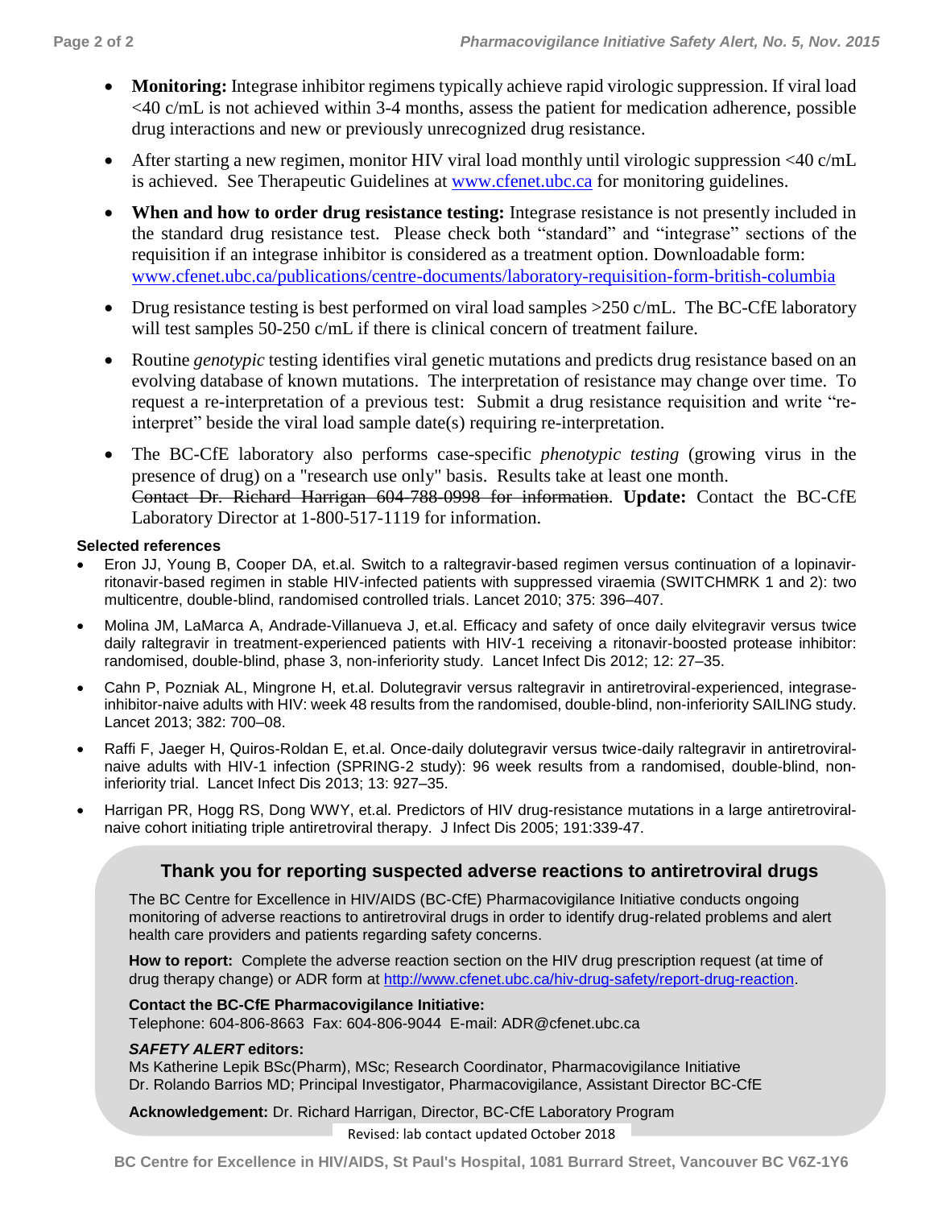- **Monitoring:** Integrase inhibitor regimens typically achieve rapid virologic suppression. If viral load <40 c/mL is not achieved within 3-4 months, assess the patient for medication adherence, possible drug interactions and new or previously unrecognized drug resistance.
- After starting a new regimen, monitor HIV viral load monthly until virologic suppression <40 c/mL is achieved. See Therapeutic Guidelines at www.cfenet.ubc.ca for monitoring guidelines.
- **When and how to order drug resistance testing:** Integrase resistance is not presently included in the standard drug resistance test. Please check both "standard" and "integrase" sections of the requisition if an integrase inhibitor is considered as a treatment option. Downloadable form: www.cfenet.ubc.ca/publications/centre-documents/laboratory-requisition-form-british-columbia
- Drug resistance testing is best performed on viral load samples >250 c/mL. The BC-CfE laboratory will test samples 50-250 c/mL if there is clinical concern of treatment failure.
- Routine *genotypic* testing identifies viral genetic mutations and predicts drug resistance based on an evolving database of known mutations. The interpretation of resistance may change over time. To request a re-interpretation of a previous test: Submit a drug resistance requisition and write "re-interpret" beside the viral load sample date(s) requiring re-interpretation.
- The BC-CfE laboratory also performs case-specific *phenotypic testing* (growing virus in the presence of drug) on a "research use only" basis. Results take at least one month. ~~Contact Dr. Richard Harrigan 604-788-0998 for information~~. **Update:** Contact the BC-CfE Laboratory Director at 1-800-517-1119 for information.

**Selected references**

- Eron JJ, Young B, Cooper DA, et.al. Switch to a raltegravir-based regimen versus continuation of a lopinavir-ritonavir-based regimen in stable HIV-infected patients with suppressed viraemia (SWITCHMRK 1 and 2): two multicentre, double-blind, randomised controlled trials. Lancet 2010; 375: 396–407.
- Molina JM, LaMarca A, Andrade-Villanueva J, et.al. Efficacy and safety of once daily elvitegravir versus twice daily raltegravir in treatment-experienced patients with HIV-1 receiving a ritonavir-boosted protease inhibitor: randomised, double-blind, phase 3, non-inferiority study. Lancet Infect Dis 2012; 12: 27–35.
- Cahn P, Pozniak AL, Mingrone H, et.al. Dolutegravir versus raltegravir in antiretroviral-experienced, integrase-inhibitor-naive adults with HIV: week 48 results from the randomised, double-blind, non-inferiority SAILING study. Lancet 2013; 382: 700–08.
- Raffi F, Jaeger H, Quiros-Roldan E, et.al. Once-daily dolutegravir versus twice-daily raltegravir in antiretroviral-naive adults with HIV-1 infection (SPRING-2 study): 96 week results from a randomised, double-blind, non-inferiority trial. Lancet Infect Dis 2013; 13: 927–35.
- Harrigan PR, Hogg RS, Dong WWY, et.al. Predictors of HIV drug-resistance mutations in a large antiretroviral-naive cohort initiating triple antiretroviral therapy. J Infect Dis 2005; 191:339-47.

## Thank you for reporting suspected adverse reactions to antiretroviral drugs

The BC Centre for Excellence in HIV/AIDS (BC-CfE) Pharmacovigilance Initiative conducts ongoing monitoring of adverse reactions to antiretroviral drugs in order to identify drug-related problems and alert health care providers and patients regarding safety concerns.

**How to report:** Complete the adverse reaction section on the HIV drug prescription request (at time of drug therapy change) or ADR form at http://www.cfenet.ubc.ca/hiv-drug-safety/report-drug-reaction.

**Contact the BC-CfE Pharmacovigilance Initiative:**
Telephone: 604-806-8663 Fax: 604-806-9044 E-mail: ADR@cfenet.ubc.ca

***SAFETY ALERT* editors:**
Ms Katherine Lepik BSc(Pharm), MSc; Research Coordinator, Pharmacovigilance Initiative
Dr. Rolando Barrios MD; Principal Investigator, Pharmacovigilance, Assistant Director BC-CfE

**Acknowledgement:** Dr. Richard Harrigan, Director, BC-CfE Laboratory Program

Revised: lab contact updated October 2018

**BC Centre for Excellence in HIV/AIDS, St Paul's Hospital, 1081 Burrard Street, Vancouver BC V6Z-1Y6**